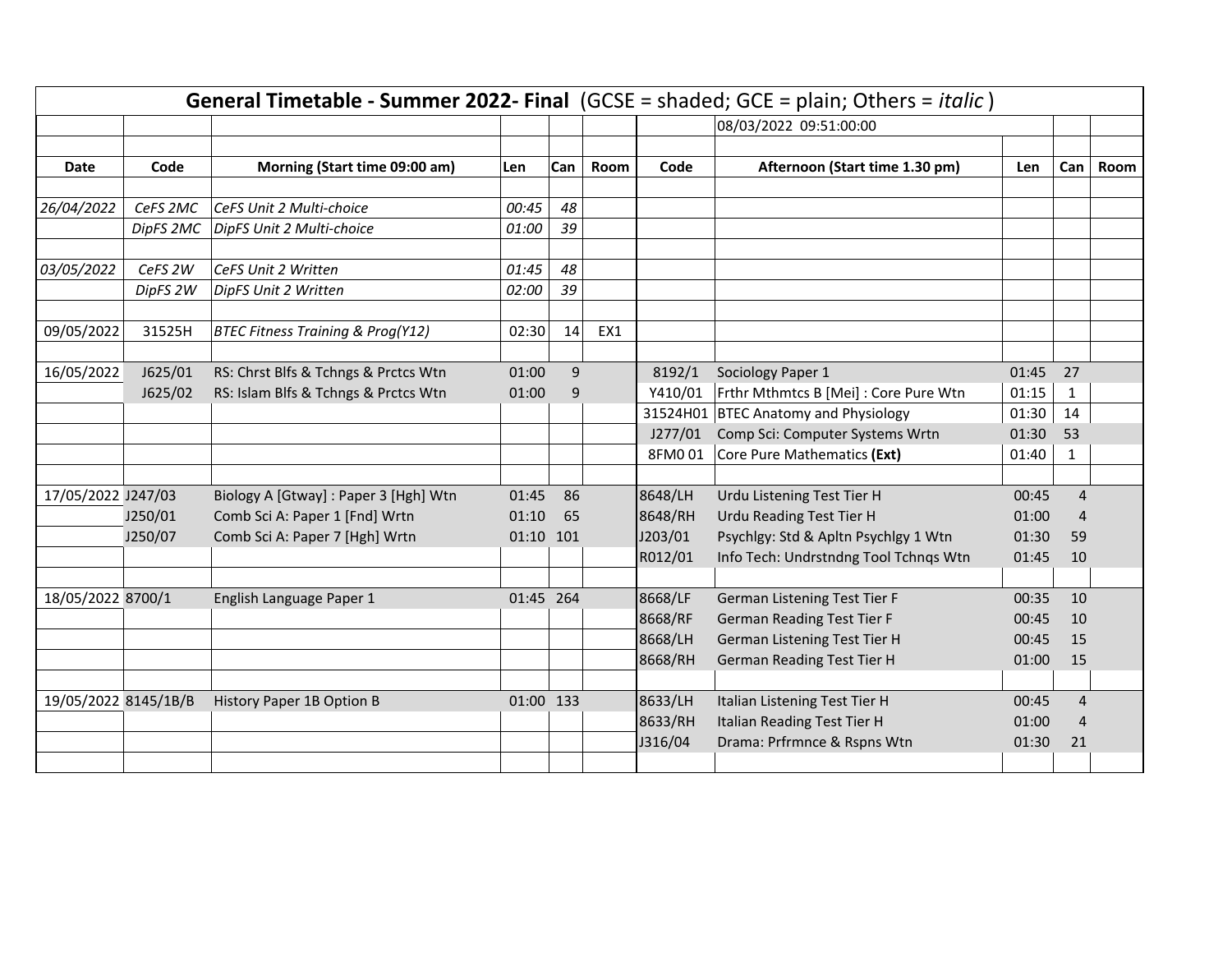# General Timetable - Summer 2022- Final (GCSE = shaded; GCE = plain; Others = *italic*)

08/03/2022 09:51:00:00

| Date | Code | Morning (Start time 09:00 am) | Len | Can | Room | Code | Afternoon (Start time 1.30 pm) | Len | Can | Room |
|---|---|---|---|---|---|---|---|---|---|---|
| *26/04/2022* | *CeFS 2MC* | *CeFS Unit 2 Multi-choice* | *00:45* | *48* | | | | | | |
| | *DipFS 2MC* | *DipFS Unit 2 Multi-choice* | *01:00* | *39* | | | | | | |
| *03/05/2022* | *CeFS 2W* | *CeFS Unit 2 Written* | *01:45* | *48* | | | | | | |
| | *DipFS 2W* | *DipFS Unit 2 Written* | *02:00* | *39* | | | | | | |
| 09/05/2022 | 31525H | *BTEC Fitness Training & Prog(Y12)* | 02:30 | 14 | EX1 | | | | | |
| 16/05/2022 | J625/01 | RS: Chrst Blfs & Tchngs & Prctcs Wtn | 01:00 | 9 | | 8192/1 | Sociology Paper 1 | 01:45 | 27 | |
| | J625/02 | RS: Islam Blfs & Tchngs & Prctcs Wtn | 01:00 | 9 | | Y410/01 | Frthr Mthmtcs B [Mei] : Core Pure Wtn | 01:15 | 1 | |
| | | | | | | 31524H01 | BTEC Anatomy and Physiology | 01:30 | 14 | |
| | | | | | | J277/01 | Comp Sci: Computer Systems Wrtn | 01:30 | 53 | |
| | | | | | | 8FM0 01 | Core Pure Mathematics **(Ext)** | 01:40 | 1 | |
| 17/05/2022 | J247/03 | Biology A [Gtway] : Paper 3 [Hgh] Wtn | 01:45 | 86 | | 8648/LH | Urdu Listening Test Tier H | 00:45 | 4 | |
| | J250/01 | Comb Sci A: Paper 1 [Fnd] Wrtn | 01:10 | 65 | | 8648/RH | Urdu Reading Test Tier H | 01:00 | 4 | |
| | J250/07 | Comb Sci A: Paper 7 [Hgh] Wrtn | 01:10 | 101 | | J203/01 | Psychlgy: Std & Apltn Psychlgy 1 Wtn | 01:30 | 59 | |
| | | | | | | R012/01 | Info Tech: Undrstndng Tool Tchnqs Wtn | 01:45 | 10 | |
| 18/05/2022 | 8700/1 | English Language Paper 1 | 01:45 | 264 | | 8668/LF | German Listening Test Tier F | 00:35 | 10 | |
| | | | | | | 8668/RF | German Reading Test Tier F | 00:45 | 10 | |
| | | | | | | 8668/LH | German Listening Test Tier H | 00:45 | 15 | |
| | | | | | | 8668/RH | German Reading Test Tier H | 01:00 | 15 | |
| 19/05/2022 | 8145/1B/B | History Paper 1B Option B | 01:00 | 133 | | 8633/LH | Italian Listening Test Tier H | 00:45 | 4 | |
| | | | | | | 8633/RH | Italian Reading Test Tier H | 01:00 | 4 | |
| | | | | | | J316/04 | Drama: Prfrmnce & Rspns Wtn | 01:30 | 21 | |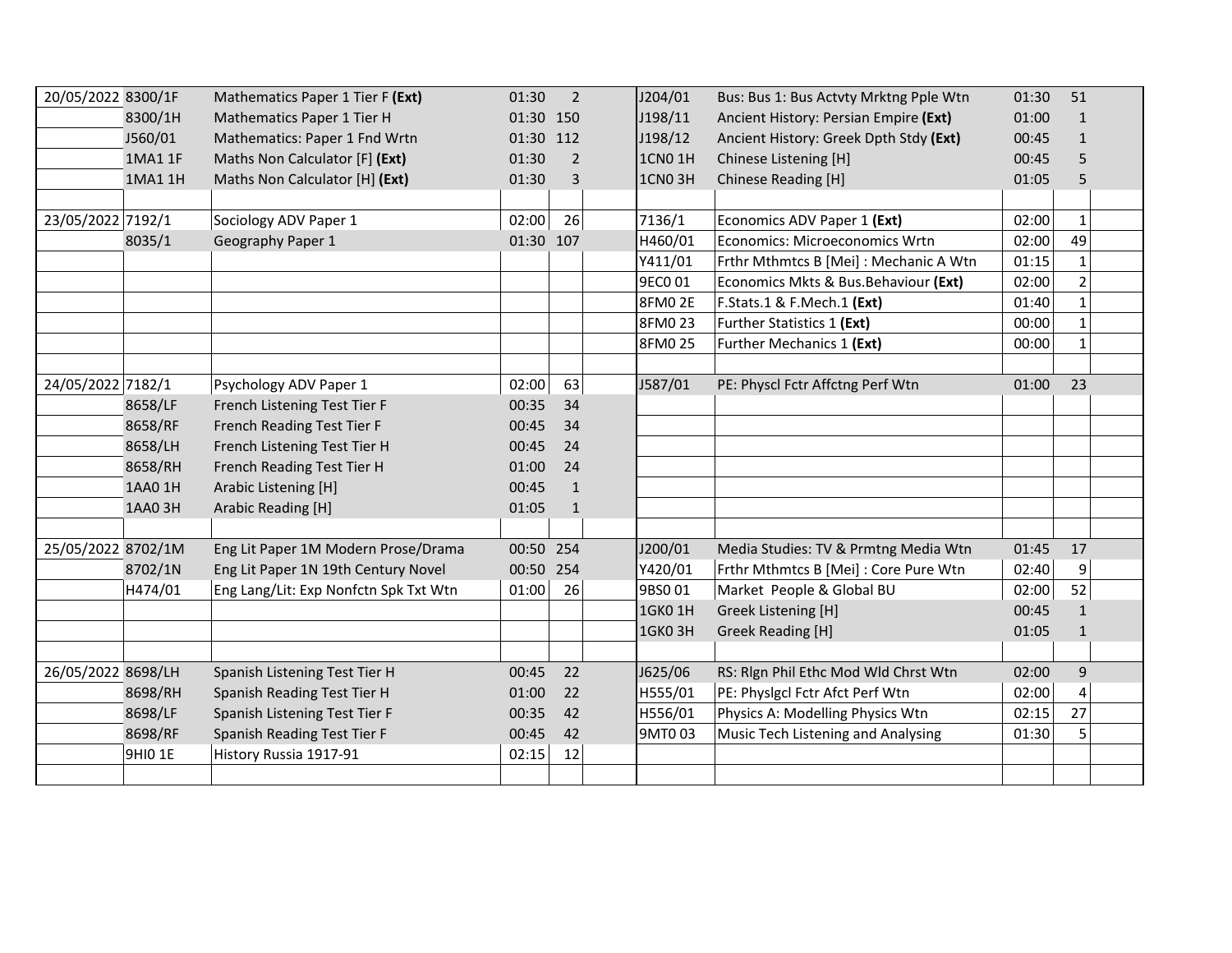| Date | Code | Exam | Duration | Candidates | | Code | Exam | Duration | Candidates | |
|---|---|---|---|---|---|---|---|---|---|---|
| 20/05/2022 | 8300/1F | Mathematics Paper 1 Tier F **(Ext)** | 01:30 | 2 | | J204/01 | Bus: Bus 1: Bus Actvty Mrktng Pple Wtn | 01:30 | 51 | |
| | 8300/1H | Mathematics Paper 1 Tier H | 01:30 | 150 | | J198/11 | Ancient History: Persian Empire **(Ext)** | 01:00 | 1 | |
| | J560/01 | Mathematics: Paper 1 Fnd Wrtn | 01:30 | 112 | | J198/12 | Ancient History: Greek Dpth Stdy **(Ext)** | 00:45 | 1 | |
| | 1MA1 1F | Maths Non Calculator [F] **(Ext)** | 01:30 | 2 | | 1CN0 1H | Chinese Listening [H] | 00:45 | 5 | |
| | 1MA1 1H | Maths Non Calculator [H] **(Ext)** | 01:30 | 3 | | 1CN0 3H | Chinese Reading [H] | 01:05 | 5 | |
| | | | | | | | | | | |
| 23/05/2022 | 7192/1 | Sociology ADV Paper 1 | 02:00 | 26 | | 7136/1 | Economics ADV Paper 1 **(Ext)** | 02:00 | 1 | |
| | 8035/1 | Geography Paper 1 | 01:30 | 107 | | H460/01 | Economics: Microeconomics Wrtn | 02:00 | 49 | |
| | | | | | | Y411/01 | Frthr Mthmtcs B [Mei] : Mechanic A Wtn | 01:15 | 1 | |
| | | | | | | 9EC0 01 | Economics Mkts & Bus.Behaviour **(Ext)** | 02:00 | 2 | |
| | | | | | | 8FM0 2E | F.Stats.1 & F.Mech.1 **(Ext)** | 01:40 | 1 | |
| | | | | | | 8FM0 23 | Further Statistics 1 **(Ext)** | 00:00 | 1 | |
| | | | | | | 8FM0 25 | Further Mechanics 1 **(Ext)** | 00:00 | 1 | |
| | | | | | | | | | | |
| 24/05/2022 | 7182/1 | Psychology ADV Paper 1 | 02:00 | 63 | | J587/01 | PE: Physcl Fctr Affctng Perf Wtn | 01:00 | 23 | |
| | 8658/LF | French Listening Test Tier F | 00:35 | 34 | | | | | | |
| | 8658/RF | French Reading Test Tier F | 00:45 | 34 | | | | | | |
| | 8658/LH | French Listening Test Tier H | 00:45 | 24 | | | | | | |
| | 8658/RH | French Reading Test Tier H | 01:00 | 24 | | | | | | |
| | 1AA0 1H | Arabic Listening [H] | 00:45 | 1 | | | | | | |
| | 1AA0 3H | Arabic Reading [H] | 01:05 | 1 | | | | | | |
| | | | | | | | | | | |
| 25/05/2022 | 8702/1M | Eng Lit Paper 1M Modern Prose/Drama | 00:50 | 254 | | J200/01 | Media Studies: TV & Prmtng Media Wtn | 01:45 | 17 | |
| | 8702/1N | Eng Lit Paper 1N 19th Century Novel | 00:50 | 254 | | Y420/01 | Frthr Mthmtcs B [Mei] : Core Pure Wtn | 02:40 | 9 | |
| | H474/01 | Eng Lang/Lit: Exp Nonfctn Spk Txt Wtn | 01:00 | 26 | | 9BS0 01 | Market People & Global BU | 02:00 | 52 | |
| | | | | | | 1GK0 1H | Greek Listening [H] | 00:45 | 1 | |
| | | | | | | 1GK0 3H | Greek Reading [H] | 01:05 | 1 | |
| | | | | | | | | | | |
| 26/05/2022 | 8698/LH | Spanish Listening Test Tier H | 00:45 | 22 | | J625/06 | RS: Rlgn Phil Ethc Mod Wld Chrst Wtn | 02:00 | 9 | |
| | 8698/RH | Spanish Reading Test Tier H | 01:00 | 22 | | H555/01 | PE: Physlgcl Fctr Afct Perf Wtn | 02:00 | 4 | |
| | 8698/LF | Spanish Listening Test Tier F | 00:35 | 42 | | H556/01 | Physics A: Modelling Physics Wtn | 02:15 | 27 | |
| | 8698/RF | Spanish Reading Test Tier F | 00:45 | 42 | | 9MT0 03 | Music Tech Listening and Analysing | 01:30 | 5 | |
| | 9HI0 1E | History Russia 1917-91 | 02:15 | 12 | | | | | | |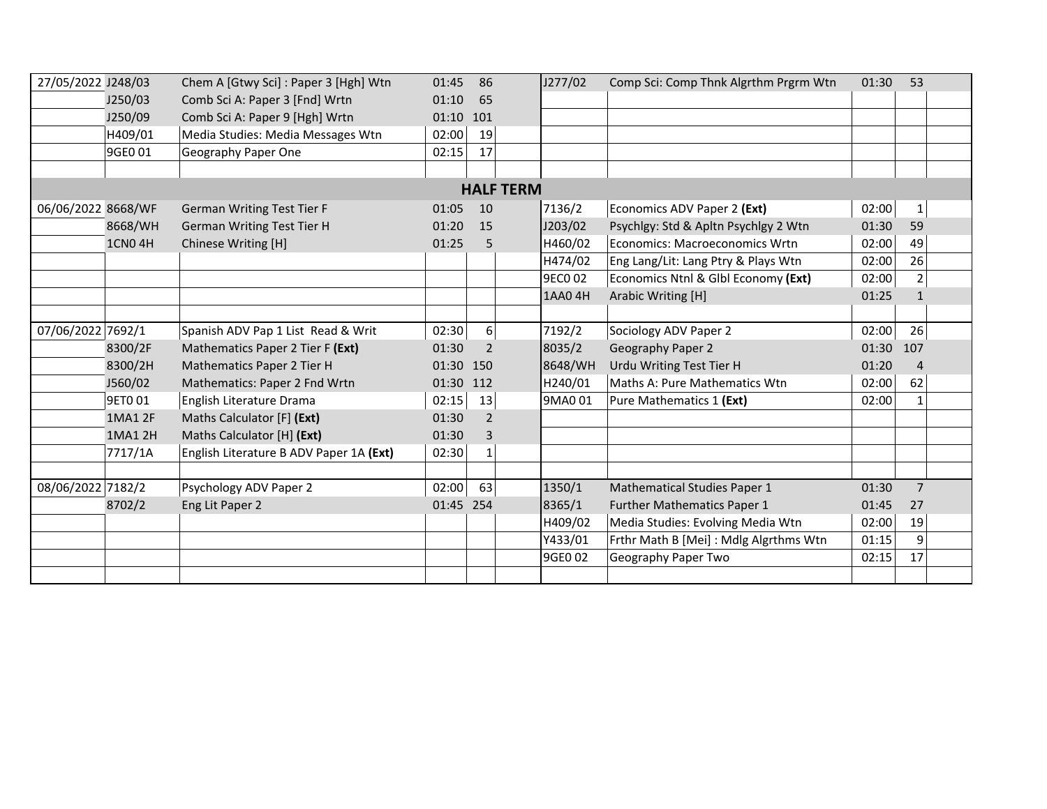| Date | Code | Paper | Duration | Entries | | Code | Paper | Duration | Entries | |
|---|---|---|---|---|---|---|---|---|---|---|
| 27/05/2022 | J248/03 | Chem A [Gtwy Sci] : Paper 3 [Hgh] Wtn | 01:45 | 86 | | J277/02 | Comp Sci: Comp Thnk Algrthm Prgrm Wtn | 01:30 | 53 | |
| | J250/03 | Comb Sci A: Paper 3 [Fnd] Wrtn | 01:10 | 65 | | | | | | |
| | J250/09 | Comb Sci A: Paper 9 [Hgh] Wrtn | 01:10 | 101 | | | | | | |
| | H409/01 | Media Studies: Media Messages Wtn | 02:00 | 19 | | | | | | |
| | 9GE0 01 | Geography Paper One | 02:15 | 17 | | | | | | |
| | | | | | | | | | | |
| **HALF TERM** | | | | | | | | | | |
| 06/06/2022 | 8668/WF | German Writing Test Tier F | 01:05 | 10 | | 7136/2 | Economics ADV Paper 2 **(Ext)** | 02:00 | 1 | |
| | 8668/WH | German Writing Test Tier H | 01:20 | 15 | | J203/02 | Psychlgy: Std & Apltn Psychlgy 2 Wtn | 01:30 | 59 | |
| | 1CN0 4H | Chinese Writing [H] | 01:25 | 5 | | H460/02 | Economics: Macroeconomics Wrtn | 02:00 | 49 | |
| | | | | | | H474/02 | Eng Lang/Lit: Lang Ptry & Plays Wtn | 02:00 | 26 | |
| | | | | | | 9EC0 02 | Economics Ntnl & Glbl Economy **(Ext)** | 02:00 | 2 | |
| | | | | | | 1AA0 4H | Arabic Writing [H] | 01:25 | 1 | |
| | | | | | | | | | | |
| 07/06/2022 | 7692/1 | Spanish ADV Pap 1 List Read & Writ | 02:30 | 6 | | 7192/2 | Sociology ADV Paper 2 | 02:00 | 26 | |
| | 8300/2F | Mathematics Paper 2 Tier F **(Ext)** | 01:30 | 2 | | 8035/2 | Geography Paper 2 | 01:30 | 107 | |
| | 8300/2H | Mathematics Paper 2 Tier H | 01:30 | 150 | | 8648/WH | Urdu Writing Test Tier H | 01:20 | 4 | |
| | J560/02 | Mathematics: Paper 2 Fnd Wrtn | 01:30 | 112 | | H240/01 | Maths A: Pure Mathematics Wtn | 02:00 | 62 | |
| | 9ET0 01 | English Literature Drama | 02:15 | 13 | | 9MA0 01 | Pure Mathematics 1 **(Ext)** | 02:00 | 1 | |
| | 1MA1 2F | Maths Calculator [F] **(Ext)** | 01:30 | 2 | | | | | | |
| | 1MA1 2H | Maths Calculator [H] **(Ext)** | 01:30 | 3 | | | | | | |
| | 7717/1A | English Literature B ADV Paper 1A **(Ext)** | 02:30 | 1 | | | | | | |
| | | | | | | | | | | |
| 08/06/2022 | 7182/2 | Psychology ADV Paper 2 | 02:00 | 63 | | 1350/1 | Mathematical Studies Paper 1 | 01:30 | 7 | |
| | 8702/2 | Eng Lit Paper 2 | 01:45 | 254 | | 8365/1 | Further Mathematics Paper 1 | 01:45 | 27 | |
| | | | | | | H409/02 | Media Studies: Evolving Media Wtn | 02:00 | 19 | |
| | | | | | | Y433/01 | Frthr Math B [Mei] : Mdlg Algrthms Wtn | 01:15 | 9 | |
| | | | | | | 9GE0 02 | Geography Paper Two | 02:15 | 17 | |
| | | | | | | | | | | |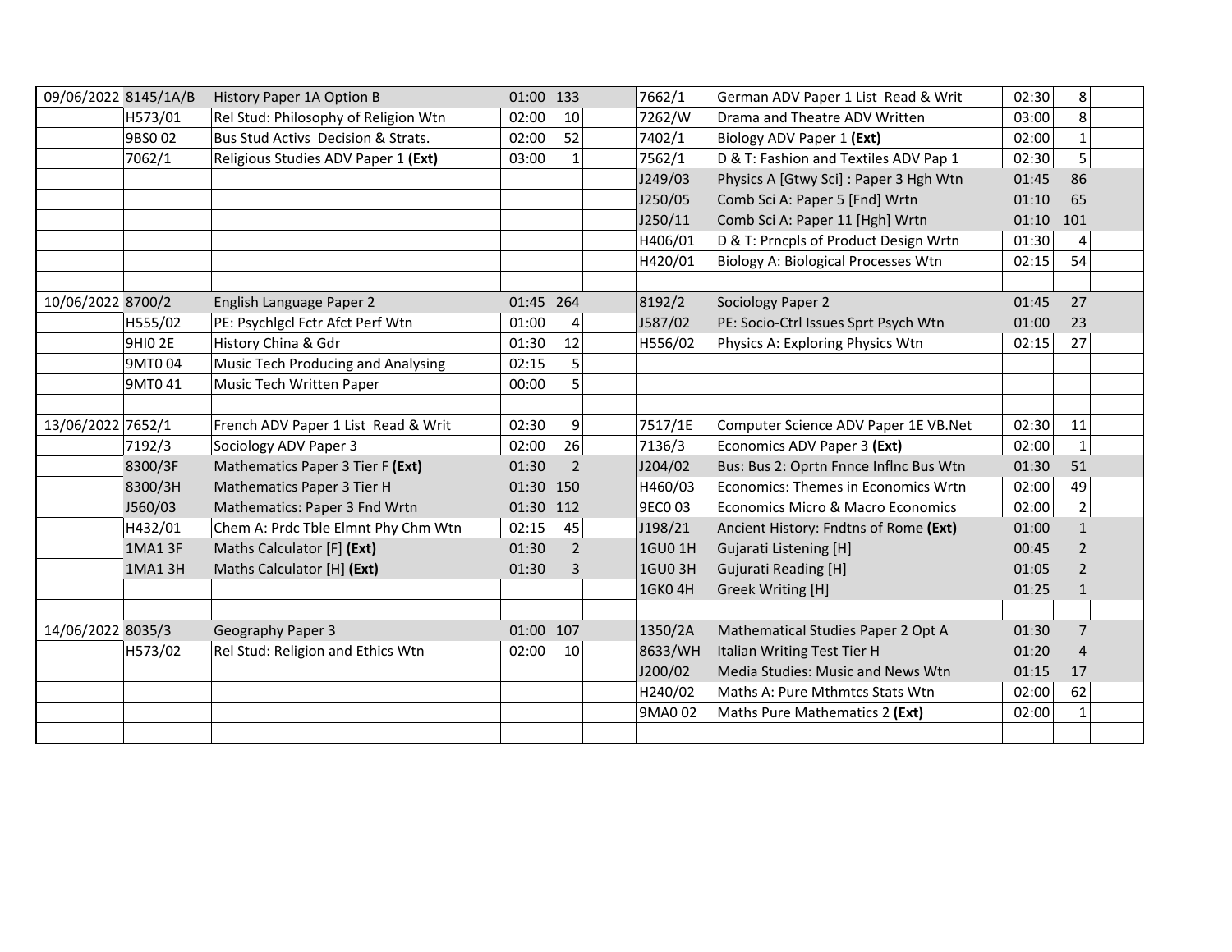| Date | Code | Paper | Duration | Entries | | Code | Paper | Duration | Entries | |
|---|---|---|---|---|---|---|---|---|---|---|
| 09/06/2022 | 8145/1A/B | History Paper 1A Option B | 01:00 | 133 | | 7662/1 | German ADV Paper 1 List Read & Writ | 02:30 | 8 | |
| | H573/01 | Rel Stud: Philosophy of Religion Wtn | 02:00 | 10 | | 7262/W | Drama and Theatre ADV Written | 03:00 | 8 | |
| | 9BS0 02 | Bus Stud Activs Decision & Strats. | 02:00 | 52 | | 7402/1 | Biology ADV Paper 1 **(Ext)** | 02:00 | 1 | |
| | 7062/1 | Religious Studies ADV Paper 1 **(Ext)** | 03:00 | 1 | | 7562/1 | D & T: Fashion and Textiles ADV Pap 1 | 02:30 | 5 | |
| | | | | | | J249/03 | Physics A [Gtwy Sci] : Paper 3 Hgh Wtn | 01:45 | 86 | |
| | | | | | | J250/05 | Comb Sci A: Paper 5 [Fnd] Wrtn | 01:10 | 65 | |
| | | | | | | J250/11 | Comb Sci A: Paper 11 [Hgh] Wrtn | 01:10 | 101 | |
| | | | | | | H406/01 | D & T: Prncpls of Product Design Wrtn | 01:30 | 4 | |
| | | | | | | H420/01 | Biology A: Biological Processes Wtn | 02:15 | 54 | |
| | | | | | | | | | | |
| 10/06/2022 | 8700/2 | English Language Paper 2 | 01:45 | 264 | | 8192/2 | Sociology Paper 2 | 01:45 | 27 | |
| | H555/02 | PE: Psychlgcl Fctr Afct Perf Wtn | 01:00 | 4 | | J587/02 | PE: Socio-Ctrl Issues Sprt Psych Wtn | 01:00 | 23 | |
| | 9HI0 2E | History China & Gdr | 01:30 | 12 | | H556/02 | Physics A: Exploring Physics Wtn | 02:15 | 27 | |
| | 9MT0 04 | Music Tech Producing and Analysing | 02:15 | 5 | | | | | | |
| | 9MT0 41 | Music Tech Written Paper | 00:00 | 5 | | | | | | |
| | | | | | | | | | | |
| 13/06/2022 | 7652/1 | French ADV Paper 1 List Read & Writ | 02:30 | 9 | | 7517/1E | Computer Science ADV Paper 1E VB.Net | 02:30 | 11 | |
| | 7192/3 | Sociology ADV Paper 3 | 02:00 | 26 | | 7136/3 | Economics ADV Paper 3 **(Ext)** | 02:00 | 1 | |
| | 8300/3F | Mathematics Paper 3 Tier F **(Ext)** | 01:30 | 2 | | J204/02 | Bus: Bus 2: Oprtn Fnnce Inflnc Bus Wtn | 01:30 | 51 | |
| | 8300/3H | Mathematics Paper 3 Tier H | 01:30 | 150 | | H460/03 | Economics: Themes in Economics Wrtn | 02:00 | 49 | |
| | J560/03 | Mathematics: Paper 3 Fnd Wrtn | 01:30 | 112 | | 9EC0 03 | Economics Micro & Macro Economics | 02:00 | 2 | |
| | H432/01 | Chem A: Prdc Tble Elmnt Phy Chm Wtn | 02:15 | 45 | | J198/21 | Ancient History: Fndtns of Rome **(Ext)** | 01:00 | 1 | |
| | 1MA1 3F | Maths Calculator [F] **(Ext)** | 01:30 | 2 | | 1GU0 1H | Gujarati Listening [H] | 00:45 | 2 | |
| | 1MA1 3H | Maths Calculator [H] **(Ext)** | 01:30 | 3 | | 1GU0 3H | Gujurati Reading [H] | 01:05 | 2 | |
| | | | | | | 1GK0 4H | Greek Writing [H] | 01:25 | 1 | |
| | | | | | | | | | | |
| 14/06/2022 | 8035/3 | Geography Paper 3 | 01:00 | 107 | | 1350/2A | Mathematical Studies Paper 2 Opt A | 01:30 | 7 | |
| | H573/02 | Rel Stud: Religion and Ethics Wtn | 02:00 | 10 | | 8633/WH | Italian Writing Test Tier H | 01:20 | 4 | |
| | | | | | | J200/02 | Media Studies: Music and News Wtn | 01:15 | 17 | |
| | | | | | | H240/02 | Maths A: Pure Mthmtcs Stats Wtn | 02:00 | 62 | |
| | | | | | | 9MA0 02 | Maths Pure Mathematics 2 **(Ext)** | 02:00 | 1 | |
| | | | | | | | | | | |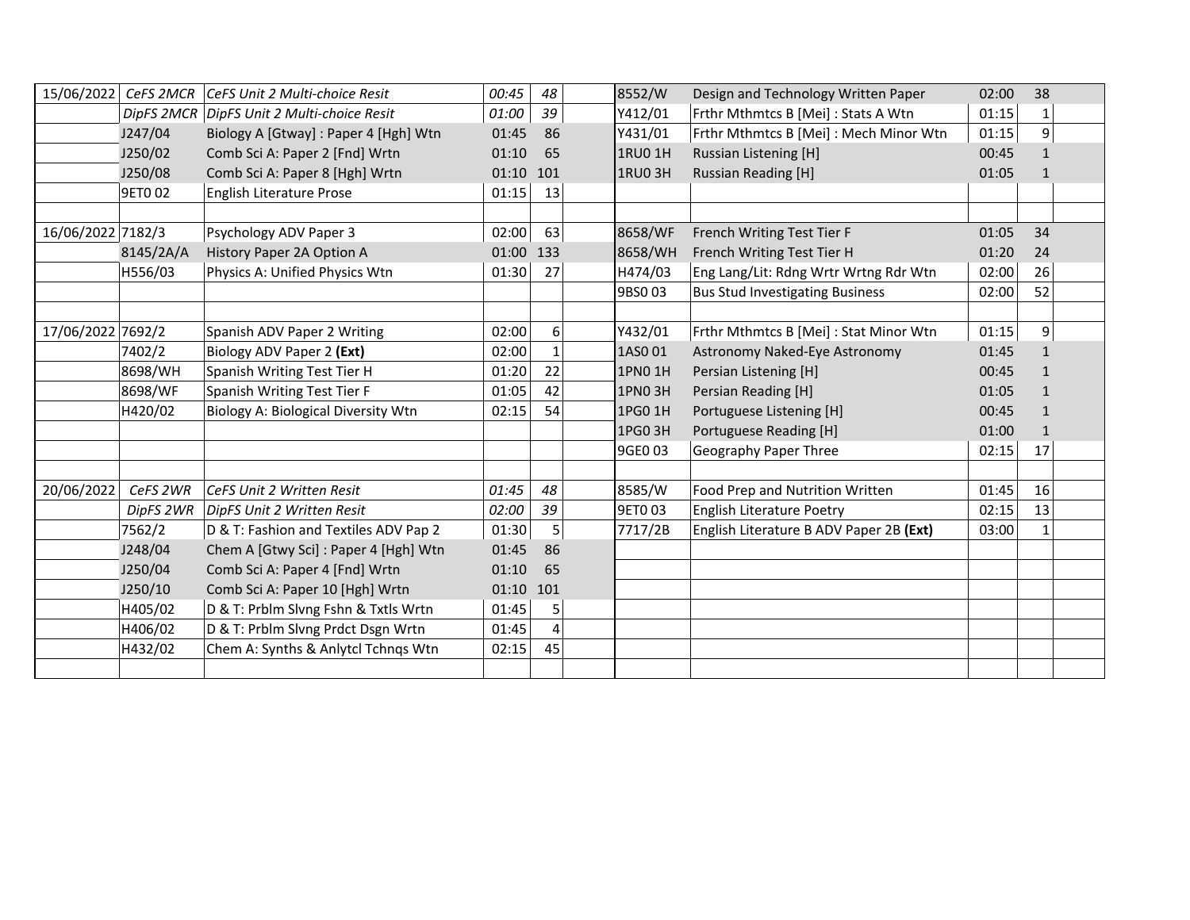| Date | Code | Title | Duration | Entries | | Code | Title | Duration | Entries | |
|---|---|---|---|---|---|---|---|---|---|---|
| 15/06/2022 | *CeFS 2MCR* | *CeFS Unit 2 Multi-choice Resit* | *00:45* | *48* | | 8552/W | Design and Technology Written Paper | 02:00 | 38 | |
| | *DipFS 2MCR* | *DipFS Unit 2 Multi-choice Resit* | *01:00* | *39* | | Y412/01 | Frthr Mthmtcs B [Mei] : Stats A Wtn | 01:15 | 1 | |
| | J247/04 | Biology A [Gtway] : Paper 4 [Hgh] Wtn | 01:45 | 86 | | Y431/01 | Frthr Mthmtcs B [Mei] : Mech Minor Wtn | 01:15 | 9 | |
| | J250/02 | Comb Sci A: Paper 2 [Fnd] Wrtn | 01:10 | 65 | | 1RU0 1H | Russian Listening [H] | 00:45 | 1 | |
| | J250/08 | Comb Sci A: Paper 8 [Hgh] Wrtn | 01:10 | 101 | | 1RU0 3H | Russian Reading [H] | 01:05 | 1 | |
| | 9ET0 02 | English Literature Prose | 01:15 | 13 | | | | | | |
| | | | | | | | | | | |
| 16/06/2022 | 7182/3 | Psychology ADV Paper 3 | 02:00 | 63 | | 8658/WF | French Writing Test Tier F | 01:05 | 34 | |
| | 8145/2A/A | History Paper 2A Option A | 01:00 | 133 | | 8658/WH | French Writing Test Tier H | 01:20 | 24 | |
| | H556/03 | Physics A: Unified Physics Wtn | 01:30 | 27 | | H474/03 | Eng Lang/Lit: Rdng Wrtr Wrtng Rdr Wtn | 02:00 | 26 | |
| | | | | | | 9BS0 03 | Bus Stud Investigating Business | 02:00 | 52 | |
| | | | | | | | | | | |
| 17/06/2022 | 7692/2 | Spanish ADV Paper 2 Writing | 02:00 | 6 | | Y432/01 | Frthr Mthmtcs B [Mei] : Stat Minor Wtn | 01:15 | 9 | |
| | 7402/2 | Biology ADV Paper 2 **(Ext)** | 02:00 | 1 | | 1AS0 01 | Astronomy Naked-Eye Astronomy | 01:45 | 1 | |
| | 8698/WH | Spanish Writing Test Tier H | 01:20 | 22 | | 1PN0 1H | Persian Listening [H] | 00:45 | 1 | |
| | 8698/WF | Spanish Writing Test Tier F | 01:05 | 42 | | 1PN0 3H | Persian Reading [H] | 01:05 | 1 | |
| | H420/02 | Biology A: Biological Diversity Wtn | 02:15 | 54 | | 1PG0 1H | Portuguese Listening [H] | 00:45 | 1 | |
| | | | | | | 1PG0 3H | Portuguese Reading [H] | 01:00 | 1 | |
| | | | | | | 9GE0 03 | Geography Paper Three | 02:15 | 17 | |
| | | | | | | | | | | |
| 20/06/2022 | *CeFS 2WR* | *CeFS Unit 2 Written Resit* | *01:45* | *48* | | 8585/W | Food Prep and Nutrition Written | 01:45 | 16 | |
| | *DipFS 2WR* | *DipFS Unit 2 Written Resit* | *02:00* | *39* | | 9ET0 03 | English Literature Poetry | 02:15 | 13 | |
| | 7562/2 | D & T: Fashion and Textiles ADV Pap 2 | 01:30 | 5 | | 7717/2B | English Literature B ADV Paper 2B **(Ext)** | 03:00 | 1 | |
| | J248/04 | Chem A [Gtwy Sci] : Paper 4 [Hgh] Wtn | 01:45 | 86 | | | | | | |
| | J250/04 | Comb Sci A: Paper 4 [Fnd] Wrtn | 01:10 | 65 | | | | | | |
| | J250/10 | Comb Sci A: Paper 10 [Hgh] Wrtn | 01:10 | 101 | | | | | | |
| | H405/02 | D & T: Prblm Slvng Fshn & Txtls Wrtn | 01:45 | 5 | | | | | | |
| | H406/02 | D & T: Prblm Slvng Prdct Dsgn Wrtn | 01:45 | 4 | | | | | | |
| | H432/02 | Chem A: Synths & Anlytcl Tchnqs Wtn | 02:15 | 45 | | | | | | |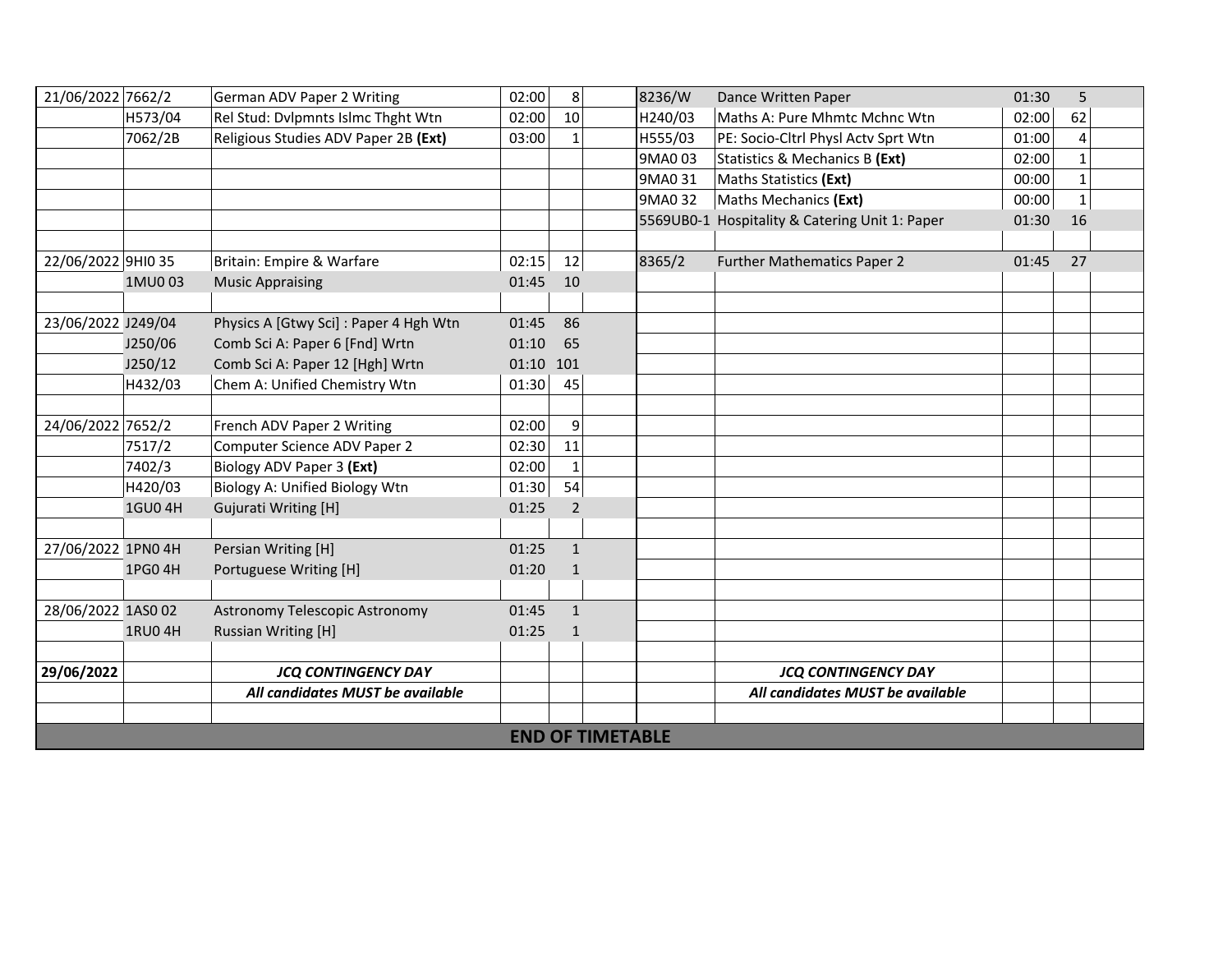| | | | | | | | | | | | |
|---|---|---|---|---|---|---|---|---|---|---|---|
| 21/06/2022 | 7662/2 | German ADV Paper 2 Writing | 02:00 | 8 | | 8236/W | Dance Written Paper | 01:30 | 5 | |
| | H573/04 | Rel Stud: Dvlpmnts Islmc Thght Wtn | 02:00 | 10 | | H240/03 | Maths A: Pure Mhmtc Mchnc Wtn | 02:00 | 62 | |
| | 7062/2B | Religious Studies ADV Paper 2B **(Ext)** | 03:00 | 1 | | H555/03 | PE: Socio-Cltrl Physl Actv Sprt Wtn | 01:00 | 4 | |
| | | | | | | 9MA0 03 | Statistics & Mechanics B **(Ext)** | 02:00 | 1 | |
| | | | | | | 9MA0 31 | Maths Statistics **(Ext)** | 00:00 | 1 | |
| | | | | | | 9MA0 32 | Maths Mechanics **(Ext)** | 00:00 | 1 | |
| | | | | | | 5569UB0-1 | Hospitality & Catering Unit 1: Paper | 01:30 | 16 | |
| | | | | | | | | | | |
| 22/06/2022 | 9HI0 35 | Britain: Empire & Warfare | 02:15 | 12 | | 8365/2 | Further Mathematics Paper 2 | 01:45 | 27 | |
| | 1MU0 03 | Music Appraising | 01:45 | 10 | | | | | | |
| | | | | | | | | | | |
| 23/06/2022 | J249/04 | Physics A [Gtwy Sci] : Paper 4 Hgh Wtn | 01:45 | 86 | | | | | | |
| | J250/06 | Comb Sci A: Paper 6 [Fnd] Wrtn | 01:10 | 65 | | | | | | |
| | J250/12 | Comb Sci A: Paper 12 [Hgh] Wrtn | 01:10 | 101 | | | | | | |
| | H432/03 | Chem A: Unified Chemistry Wtn | 01:30 | 45 | | | | | | |
| | | | | | | | | | | |
| 24/06/2022 | 7652/2 | French ADV Paper 2 Writing | 02:00 | 9 | | | | | | |
| | 7517/2 | Computer Science ADV Paper 2 | 02:30 | 11 | | | | | | |
| | 7402/3 | Biology ADV Paper 3 **(Ext)** | 02:00 | 1 | | | | | | |
| | H420/03 | Biology A: Unified Biology Wtn | 01:30 | 54 | | | | | | |
| | 1GU0 4H | Gujurati Writing [H] | 01:25 | 2 | | | | | | |
| | | | | | | | | | | |
| 27/06/2022 | 1PN0 4H | Persian Writing [H] | 01:25 | 1 | | | | | | |
| | 1PG0 4H | Portuguese Writing [H] | 01:20 | 1 | | | | | | |
| | | | | | | | | | | |
| 28/06/2022 | 1AS0 02 | Astronomy Telescopic Astronomy | 01:45 | 1 | | | | | | |
| | 1RU0 4H | Russian Writing [H] | 01:25 | 1 | | | | | | |
| | | | | | | | | | | |
| **29/06/2022** | | ***JCQ CONTINGENCY DAY*** | | | | | ***JCQ CONTINGENCY DAY*** | | | |
| | | ***All candidates MUST be available*** | | | | | ***All candidates MUST be available*** | | | |
| | | | | | | | | | | |

**END OF TIMETABLE**